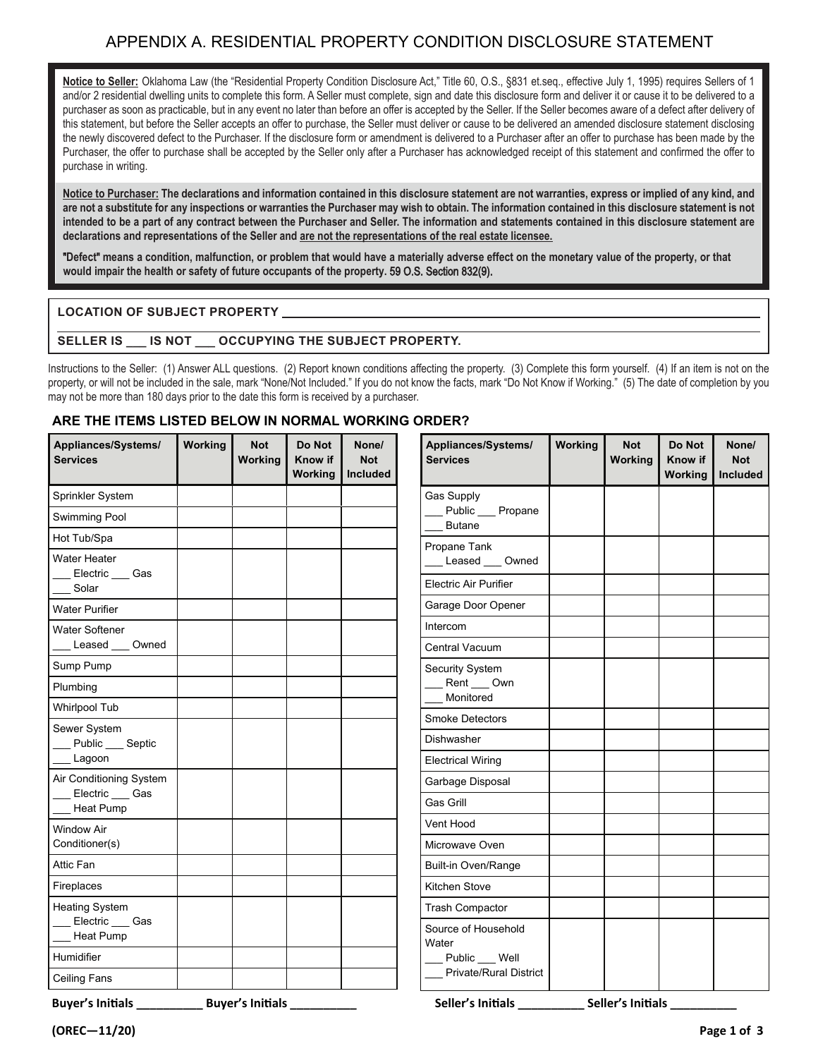# APPENDIX A. RESIDENTIAL PROPERTY CONDITION DISCLOSURE STATEMENT

**Notice to Seller:** Oklahoma Law (the "Residential Property Condition Disclosure Act," Title 60, O.S., §831 et.seq., effective July 1, 1995) requires Sellers of 1 and/or 2 residential dwelling units to complete this form. A Seller must complete, sign and date this disclosure form and deliver it or cause it to be delivered to a purchaser as soon as practicable, but in any event no later than before an offer is accepted by the Seller. If the Seller becomes aware of a defect after delivery of this statement, but before the Seller accepts an offer to purchase, the Seller must deliver or cause to be delivered an amended disclosure statement disclosing the newly discovered defect to the Purchaser. If the disclosure form or amendment is delivered to a Purchaser after an offer to purchase has been made by the Purchaser, the offer to purchase shall be accepted by the Seller only after a Purchaser has acknowledged receipt of this statement and confirmed the offer to purchase in writing.

**Notice to Purchaser: The declarations and information contained in this disclosure statement are not warranties, express or implied of any kind, and are not a substitute for any inspections or warranties the Purchaser may wish to obtain. The information contained in this disclosure statement is not intended to be a part of any contract between the Purchaser and Seller. The information and statements contained in this disclosure statement are declarations and representations of the Seller and are not the representations of the real estate licensee.**

**"Defect" means a condition, malfunction, or problem that would have a materially adverse effect on the monetary value of the property, or that would impair the health or safety of future occupants of the property.** 59 O.S. Section 832(9).

**LOCATION OF SUBJECT PROPERTY** ____________________________________________

**SELLER IS ___ IS NOT ___ OCCUPYING THE SUBJECT PROPERTY.**

Instructions to the Seller: (1) Answer ALL questions. (2) Report known conditions affecting the property. (3) Complete this form yourself. (4) If an item is not on the property, or will not be included in the sale, mark "None/Not Included." If you do not know the facts, mark "Do Not Know if Working." (5) The date of completion by you may not be more than 180 days prior to the date this form is received by a purchaser.

### ARE THE ITEMS LISTED BELOW IN NORMAL WORKING ORDER?

| Appliances/Systems/ Services | Working | Not Working | Do Not Know if Working | None/ Not Included |
|---|---|---|---|---|
| Sprinkler System | | | | |
| Swimming Pool | | | | |
| Hot Tub/Spa | | | | |
| Water Heater ___ Electric ___ Gas ___ Solar | | | | |
| Water Purifier | | | | |
| Water Softener ___ Leased ___ Owned | | | | |
| Sump Pump | | | | |
| Plumbing | | | | |
| Whirlpool Tub | | | | |
| Sewer System ___ Public ___ Septic ___ Lagoon | | | | |
| Air Conditioning System ___ Electric ___ Gas ___ Heat Pump | | | | |
| Window Air Conditioner(s) | | | | |
| Attic Fan | | | | |
| Fireplaces | | | | |
| Heating System ___ Electric ___ Gas ___ Heat Pump | | | | |
| Humidifier | | | | |
| Ceiling Fans | | | | |

| Appliances/Systems/ Services | Working | Not Working | Do Not Know if Working | None/ Not Included |
|---|---|---|---|---|
| Gas Supply ___ Public ___ Propane ___ Butane | | | | |
| Propane Tank ___ Leased ___ Owned | | | | |
| Electric Air Purifier | | | | |
| Garage Door Opener | | | | |
| Intercom | | | | |
| Central Vacuum | | | | |
| Security System ___ Rent ___ Own ___ Monitored | | | | |
| Smoke Detectors | | | | |
| Dishwasher | | | | |
| Electrical Wiring | | | | |
| Garbage Disposal | | | | |
| Gas Grill | | | | |
| Vent Hood | | | | |
| Microwave Oven | | | | |
| Built-in Oven/Range | | | | |
| Kitchen Stove | | | | |
| Trash Compactor | | | | |
| Source of Household Water ___ Public ___ Well ___ Private/Rural District | | | | |

**Buyer's Initials __________ Buyer's Initials __________**  **Seller's Initials __________ Seller's Initials __________**

**(OREC—11/20)**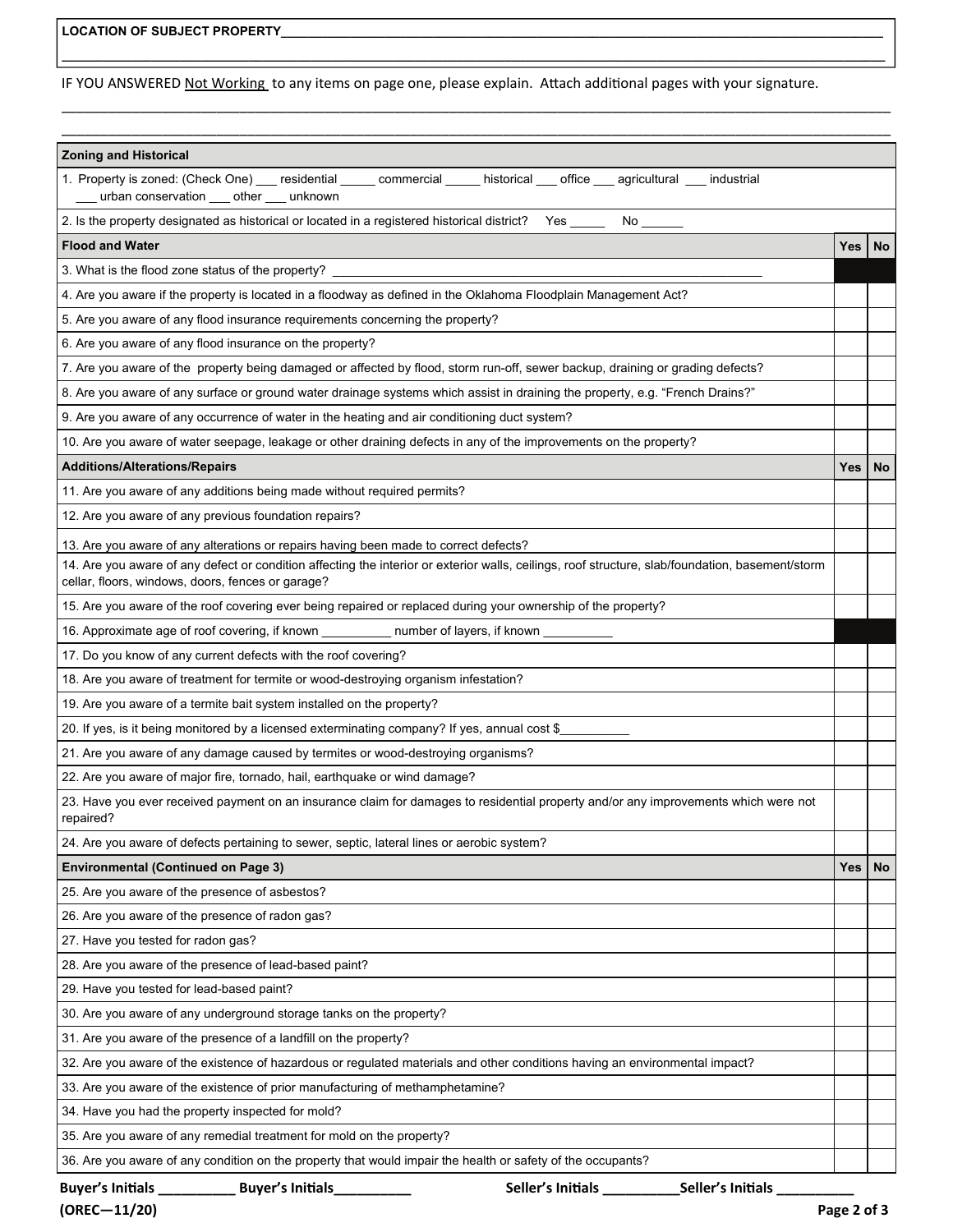**LOCATION OF SUBJECT PROPERTY**_______________________________________________________________________________

_______________________________________________________________________________________________

IF YOU ANSWERED Not Working to any items on page one, please explain. Attach additional pages with your signature.

_______________________________________________________________________________________________

_______________________________________________________________________________________________

| **Zoning and Historical** | | |
|---|---|---|
| 1. Property is zoned: (Check One) ___ residential _____ commercial _____ historical ___ office ___ agricultural ___ industrial ___ urban conservation ___ other ___ unknown | | |
| 2. Is the property designated as historical or located in a registered historical district? Yes _____ No ______ | | |
| **Flood and Water** | **Yes** | **No** |
| 3. What is the flood zone status of the property? ____________________________________________________________ | | |
| 4. Are you aware if the property is located in a floodway as defined in the Oklahoma Floodplain Management Act? | | |
| 5. Are you aware of any flood insurance requirements concerning the property? | | |
| 6. Are you aware of any flood insurance on the property? | | |
| 7. Are you aware of the property being damaged or affected by flood, storm run-off, sewer backup, draining or grading defects? | | |
| 8. Are you aware of any surface or ground water drainage systems which assist in draining the property, e.g. "French Drains?" | | |
| 9. Are you aware of any occurrence of water in the heating and air conditioning duct system? | | |
| 10. Are you aware of water seepage, leakage or other draining defects in any of the improvements on the property? | | |
| **Additions/Alterations/Repairs** | **Yes** | **No** |
| 11. Are you aware of any additions being made without required permits? | | |
| 12. Are you aware of any previous foundation repairs? | | |
| 13. Are you aware of any alterations or repairs having been made to correct defects? | | |
| 14. Are you aware of any defect or condition affecting the interior or exterior walls, ceilings, roof structure, slab/foundation, basement/storm cellar, floors, windows, doors, fences or garage? | | |
| 15. Are you aware of the roof covering ever being repaired or replaced during your ownership of the property? | | |
| 16. Approximate age of roof covering, if known __________ number of layers, if known __________ | | |
| 17. Do you know of any current defects with the roof covering? | | |
| 18. Are you aware of treatment for termite or wood-destroying organism infestation? | | |
| 19. Are you aware of a termite bait system installed on the property? | | |
| 20. If yes, is it being monitored by a licensed exterminating company? If yes, annual cost $__________ | | |
| 21. Are you aware of any damage caused by termites or wood-destroying organisms? | | |
| 22. Are you aware of major fire, tornado, hail, earthquake or wind damage? | | |
| 23. Have you ever received payment on an insurance claim for damages to residential property and/or any improvements which were not repaired? | | |
| 24. Are you aware of defects pertaining to sewer, septic, lateral lines or aerobic system? | | |
| **Environmental (Continued on Page 3)** | **Yes** | **No** |
| 25. Are you aware of the presence of asbestos? | | |
| 26. Are you aware of the presence of radon gas? | | |
| 27. Have you tested for radon gas? | | |
| 28. Are you aware of the presence of lead-based paint? | | |
| 29. Have you tested for lead-based paint? | | |
| 30. Are you aware of any underground storage tanks on the property? | | |
| 31. Are you aware of the presence of a landfill on the property? | | |
| 32. Are you aware of the existence of hazardous or regulated materials and other conditions having an environmental impact? | | |
| 33. Are you aware of the existence of prior manufacturing of methamphetamine? | | |
| 34. Have you had the property inspected for mold? | | |
| 35. Are you aware of any remedial treatment for mold on the property? | | |
| 36. Are you aware of any condition on the property that would impair the health or safety of the occupants? | | |

**Buyer's Initials __________ Buyer's Initials__________ Seller's Initials __________Seller's Initials __________**

**(OREC—11/20)**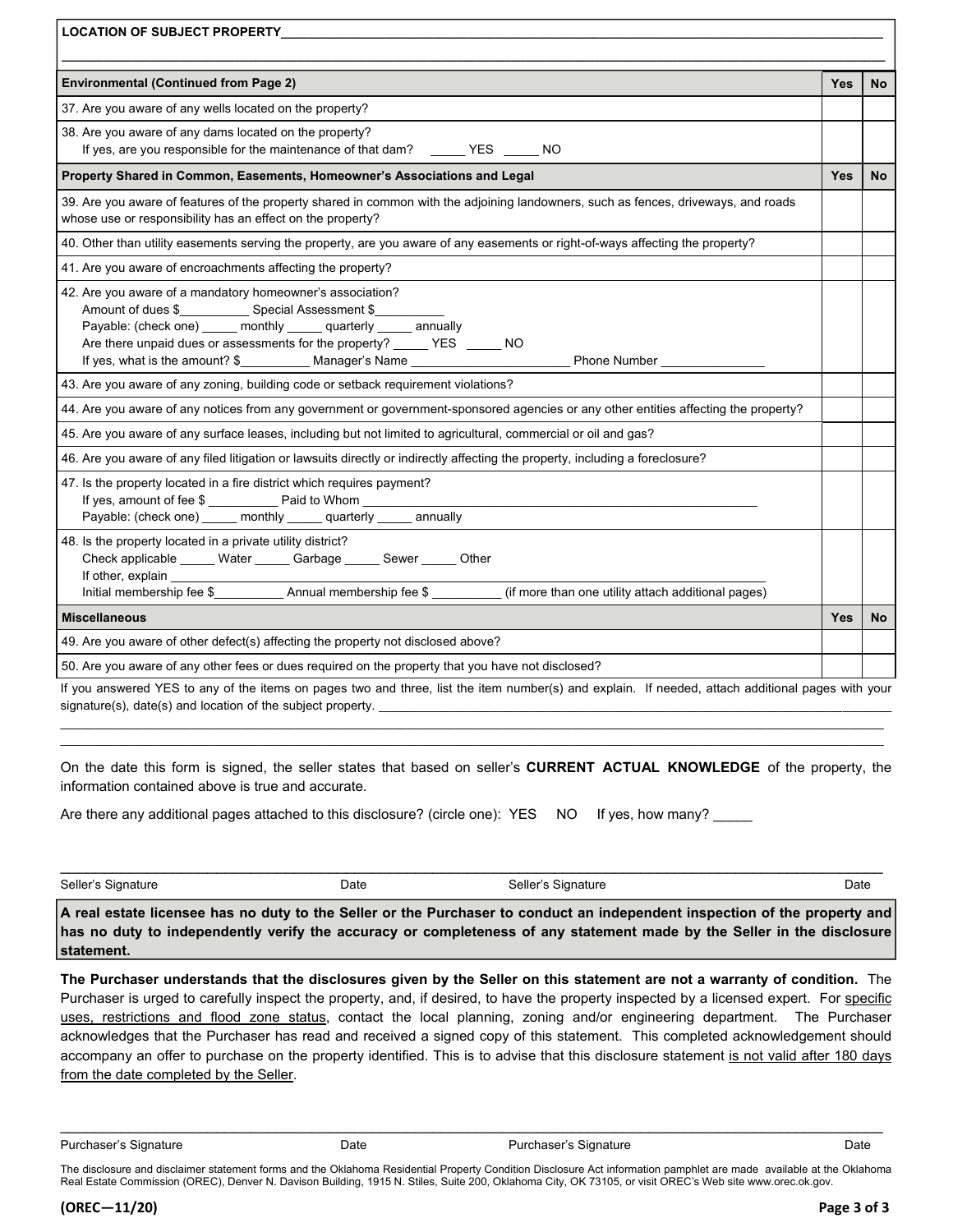LOCATION OF SUBJECT PROPERTY\_\_\_\_\_\_\_\_\_\_\_\_\_\_\_\_\_\_\_\_\_\_\_\_\_\_\_\_\_\_\_\_\_\_\_\_\_\_\_\_\_\_\_\_\_\_\_\_\_\_\_\_\_\_\_\_\_\_\_\_

| Environmental (Continued from Page 2) | Yes | No |
|---|---|---|
| 37. Are you aware of any wells located on the property? | | |
| 38. Are you aware of any dams located on the property?<br>If yes, are you responsible for the maintenance of that dam? _____ YES _____ NO | | |
| **Property Shared in Common, Easements, Homeowner's Associations and Legal** | **Yes** | **No** |
| 39. Are you aware of features of the property shared in common with the adjoining landowners, such as fences, driveways, and roads whose use or responsibility has an effect on the property? | | |
| 40. Other than utility easements serving the property, are you aware of any easements or right-of-ways affecting the property? | | |
| 41. Are you aware of encroachments affecting the property? | | |
| 42. Are you aware of a mandatory homeowner's association?<br>Amount of dues $__________ Special Assessment $__________<br>Payable: (check one) _____ monthly _____ quarterly _____ annually<br>Are there unpaid dues or assessments for the property? _____ YES _____ NO<br>If yes, what is the amount? $__________ Manager's Name ______________________ Phone Number ______________ | | |
| 43. Are you aware of any zoning, building code or setback requirement violations? | | |
| 44. Are you aware of any notices from any government or government-sponsored agencies or any other entities affecting the property? | | |
| 45. Are you aware of any surface leases, including but not limited to agricultural, commercial or oil and gas? | | |
| 46. Are you aware of any filed litigation or lawsuits directly or indirectly affecting the property, including a foreclosure? | | |
| 47. Is the property located in a fire district which requires payment?<br>If yes, amount of fee $ __________ Paid to Whom ________________________________________________<br>Payable: (check one) _____ monthly _____ quarterly _____ annually | | |
| 48. Is the property located in a private utility district?<br>Check applicable _____ Water _____ Garbage _____ Sewer _____ Other<br>If other, explain ______________________________________________________________________<br>Initial membership fee $__________ Annual membership fee $ __________ (if more than one utility attach additional pages) | | |
| **Miscellaneous** | **Yes** | **No** |
| 49. Are you aware of other defect(s) affecting the property not disclosed above? | | |
| 50. Are you aware of any other fees or dues required on the property that you have not disclosed? | | |

If you answered YES to any of the items on pages two and three, list the item number(s) and explain. If needed, attach additional pages with your signature(s), date(s) and location of the subject property. ________________________________________________________________

________________________________________________________________________________________________

________________________________________________________________________________________________

On the date this form is signed, the seller states that based on seller's **CURRENT ACTUAL KNOWLEDGE** of the property, the information contained above is true and accurate.

Are there any additional pages attached to this disclosure? (circle one): YES NO If yes, how many? _____

________________________________________________________________________________________________

Seller's Signature Date Seller's Signature Date

**A real estate licensee has no duty to the Seller or the Purchaser to conduct an independent inspection of the property and has no duty to independently verify the accuracy or completeness of any statement made by the Seller in the disclosure statement.**

**The Purchaser understands that the disclosures given by the Seller on this statement are not a warranty of condition.** The Purchaser is urged to carefully inspect the property, and, if desired, to have the property inspected by a licensed expert. For specific uses, restrictions and flood zone status, contact the local planning, zoning and/or engineering department. The Purchaser acknowledges that the Purchaser has read and received a signed copy of this statement. This completed acknowledgement should accompany an offer to purchase on the property identified. This is to advise that this disclosure statement is not valid after 180 days from the date completed by the Seller.

________________________________________________________________________________________________

Purchaser's Signature Date Purchaser's Signature Date

The disclosure and disclaimer statement forms and the Oklahoma Residential Property Condition Disclosure Act information pamphlet are made available at the Oklahoma Real Estate Commission (OREC), Denver N. Davison Building, 1915 N. Stiles, Suite 200, Oklahoma City, OK 73105, or visit OREC's Web site www.orec.ok.gov.

**(OREC—11/20)**